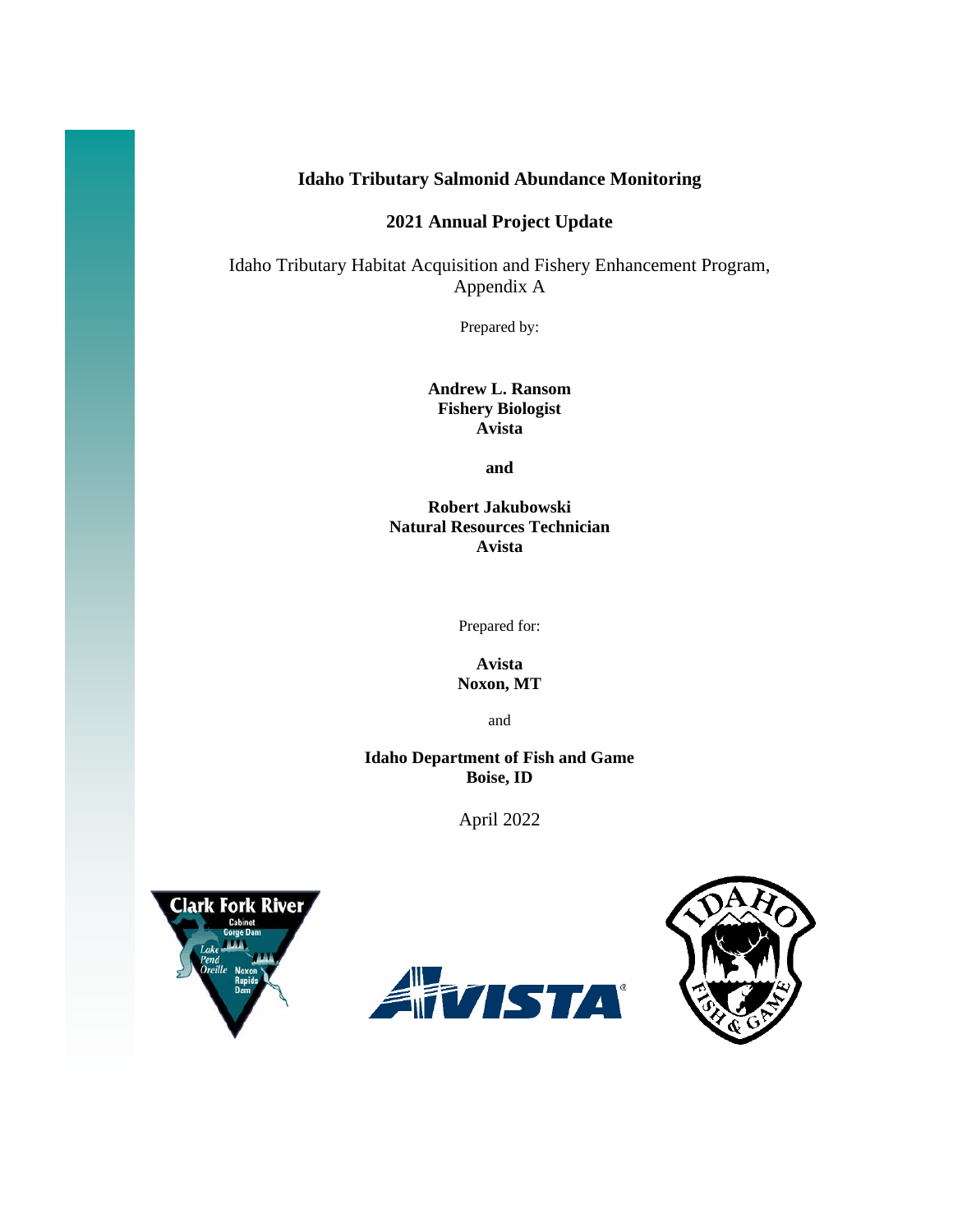# Idaho Tributary Salmonid Abundance Monitoring

## 2021 Annual Project Update

Idaho Tributary Habitat Acquisition and Fishery Enhancement Program, Appendix A

Prepared by:

**Andrew L. Ransom**
**Fishery Biologist**
**Avista**

**and**

**Robert Jakubowski**
**Natural Resources Technician**
**Avista**

Prepared for:

**Avista**
**Noxon, MT**

and

**Idaho Department of Fish and Game**
**Boise, ID**

April 2022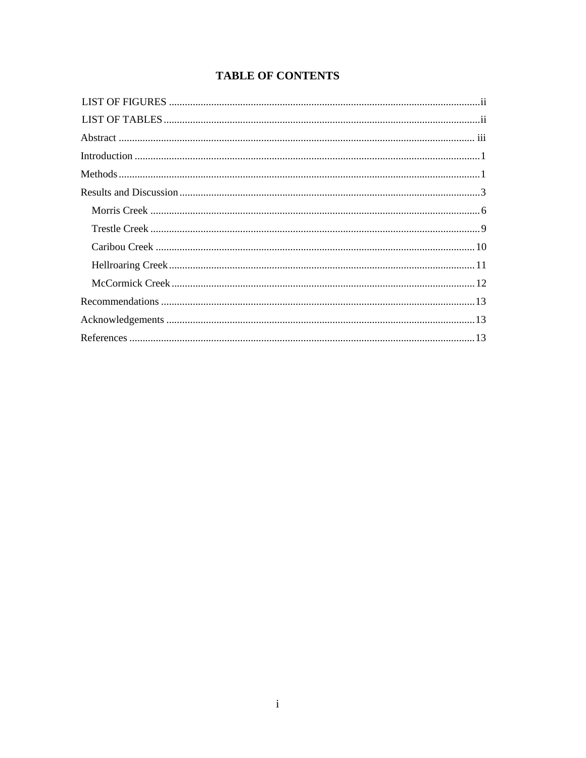# TABLE OF CONTENTS

LIST OF FIGURES ..... ii
LIST OF TABLES ..... ii
Abstract ..... iii
Introduction ..... 1
Methods ..... 1
Results and Discussion ..... 3
- Morris Creek ..... 6
- Trestle Creek ..... 9
- Caribou Creek ..... 10
- Hellroaring Creek ..... 11
- McCormick Creek ..... 12

Recommendations ..... 13
Acknowledgements ..... 13
References ..... 13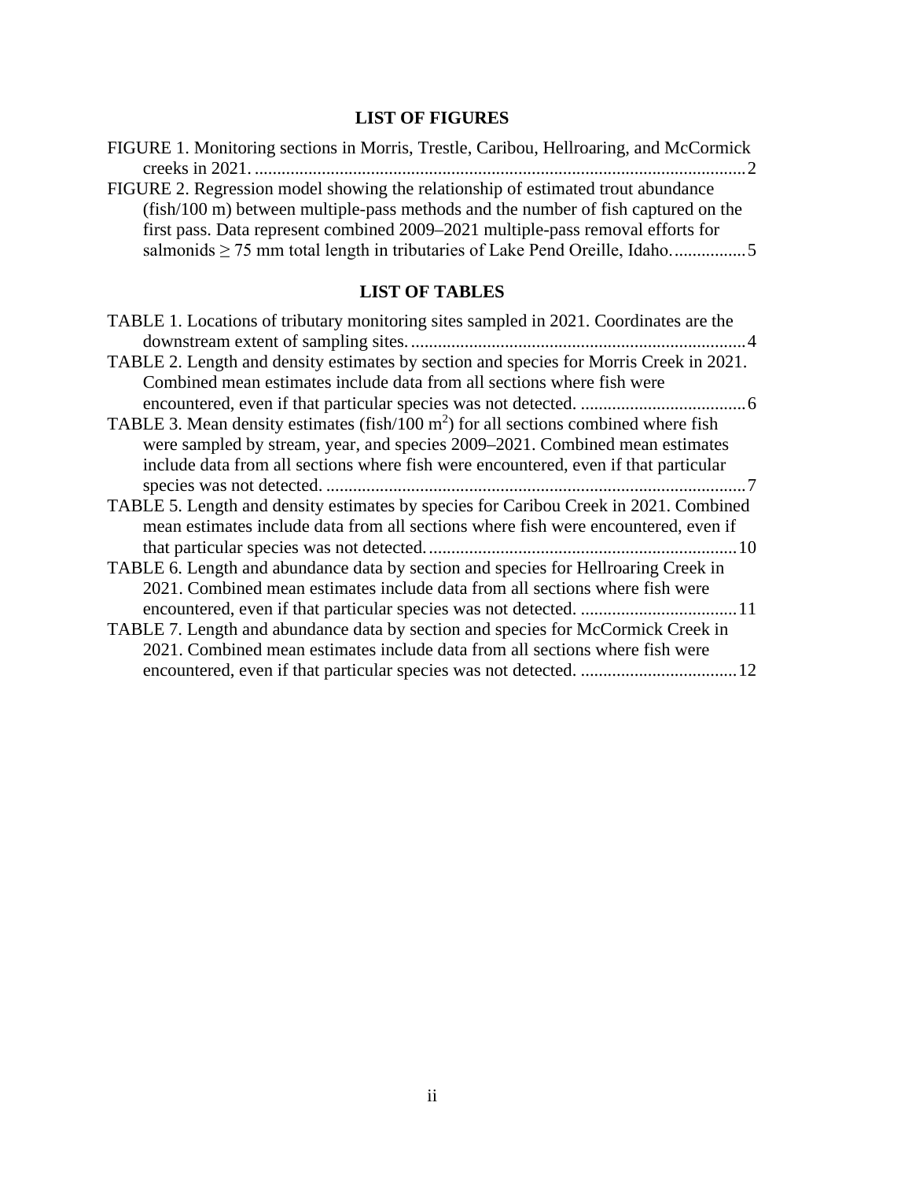## LIST OF FIGURES

FIGURE 1. Monitoring sections in Morris, Trestle, Caribou, Hellroaring, and McCormick creeks in 2021. .......... 2

FIGURE 2. Regression model showing the relationship of estimated trout abundance (fish/100 m) between multiple-pass methods and the number of fish captured on the first pass. Data represent combined 2009–2021 multiple-pass removal efforts for salmonids ≥ 75 mm total length in tributaries of Lake Pend Oreille, Idaho. .......... 5

## LIST OF TABLES

TABLE 1. Locations of tributary monitoring sites sampled in 2021. Coordinates are the downstream extent of sampling sites. .......... 4

TABLE 2. Length and density estimates by section and species for Morris Creek in 2021. Combined mean estimates include data from all sections where fish were encountered, even if that particular species was not detected. .......... 6

TABLE 3. Mean density estimates (fish/100 $m^2$) for all sections combined where fish were sampled by stream, year, and species 2009–2021. Combined mean estimates include data from all sections where fish were encountered, even if that particular species was not detected. .......... 7

TABLE 5. Length and density estimates by species for Caribou Creek in 2021. Combined mean estimates include data from all sections where fish were encountered, even if that particular species was not detected. .......... 10

TABLE 6. Length and abundance data by section and species for Hellroaring Creek in 2021. Combined mean estimates include data from all sections where fish were encountered, even if that particular species was not detected. .......... 11

TABLE 7. Length and abundance data by section and species for McCormick Creek in 2021. Combined mean estimates include data from all sections where fish were encountered, even if that particular species was not detected. .......... 12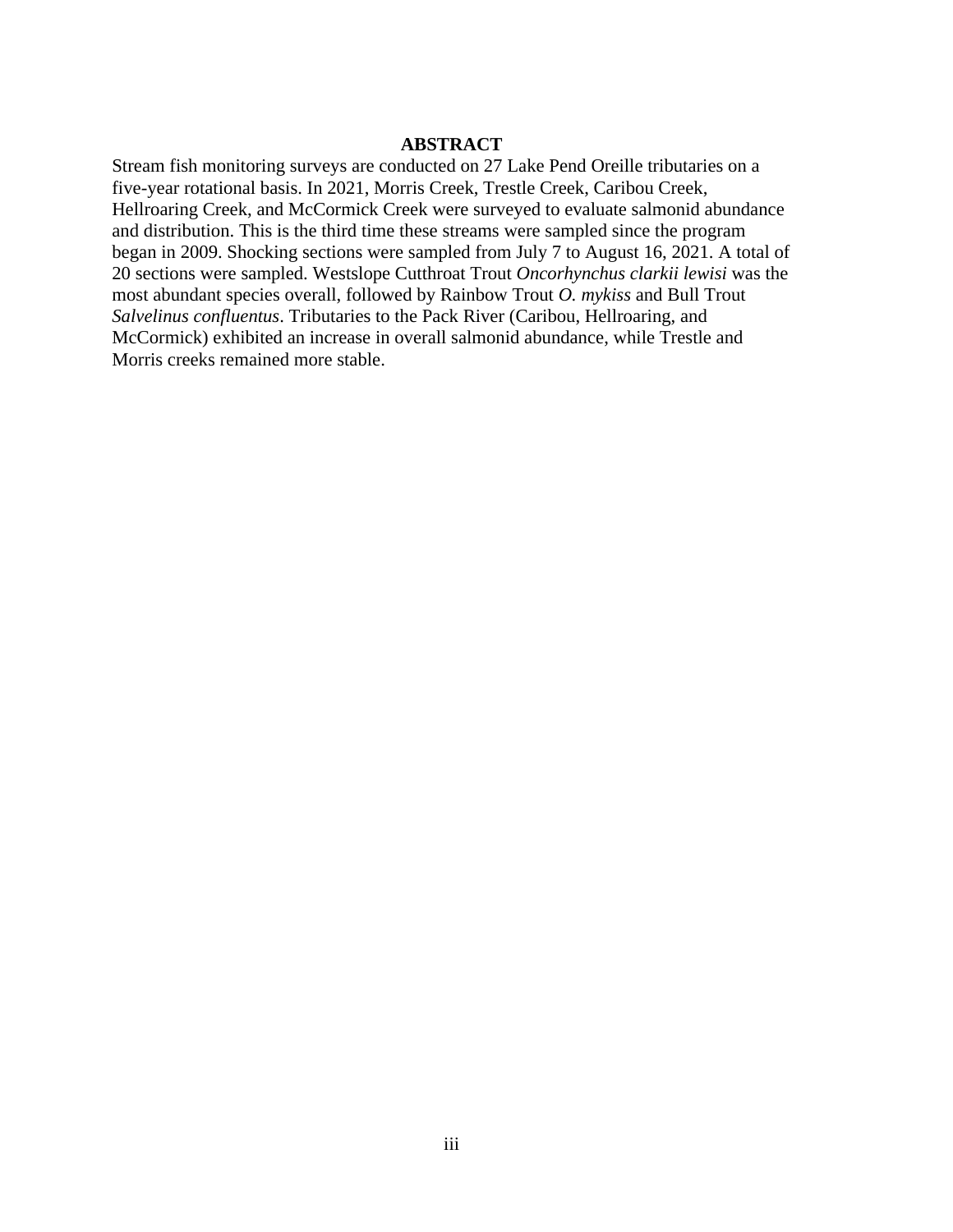## ABSTRACT

Stream fish monitoring surveys are conducted on 27 Lake Pend Oreille tributaries on a five-year rotational basis. In 2021, Morris Creek, Trestle Creek, Caribou Creek, Hellroaring Creek, and McCormick Creek were surveyed to evaluate salmonid abundance and distribution. This is the third time these streams were sampled since the program began in 2009. Shocking sections were sampled from July 7 to August 16, 2021. A total of 20 sections were sampled. Westslope Cutthroat Trout *Oncorhynchus clarkii lewisi* was the most abundant species overall, followed by Rainbow Trout *O. mykiss* and Bull Trout *Salvelinus confluentus*. Tributaries to the Pack River (Caribou, Hellroaring, and McCormick) exhibited an increase in overall salmonid abundance, while Trestle and Morris creeks remained more stable.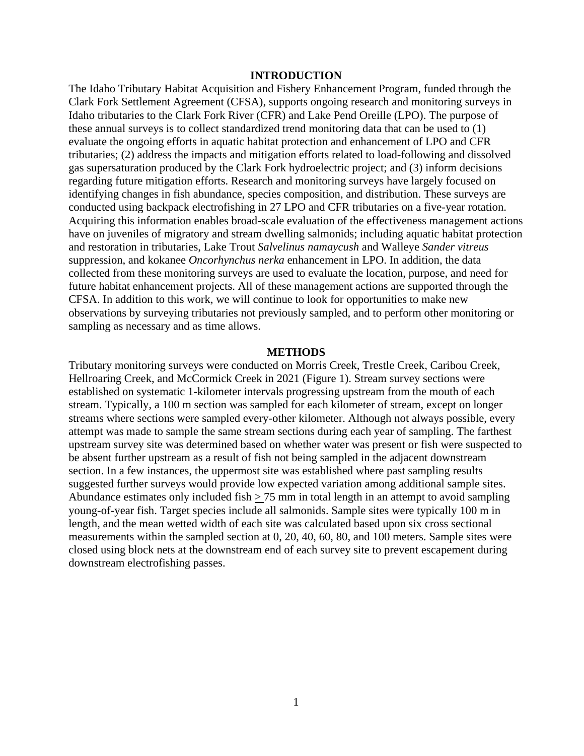## INTRODUCTION

The Idaho Tributary Habitat Acquisition and Fishery Enhancement Program, funded through the Clark Fork Settlement Agreement (CFSA), supports ongoing research and monitoring surveys in Idaho tributaries to the Clark Fork River (CFR) and Lake Pend Oreille (LPO). The purpose of these annual surveys is to collect standardized trend monitoring data that can be used to (1) evaluate the ongoing efforts in aquatic habitat protection and enhancement of LPO and CFR tributaries; (2) address the impacts and mitigation efforts related to load-following and dissolved gas supersaturation produced by the Clark Fork hydroelectric project; and (3) inform decisions regarding future mitigation efforts. Research and monitoring surveys have largely focused on identifying changes in fish abundance, species composition, and distribution. These surveys are conducted using backpack electrofishing in 27 LPO and CFR tributaries on a five-year rotation. Acquiring this information enables broad-scale evaluation of the effectiveness management actions have on juveniles of migratory and stream dwelling salmonids; including aquatic habitat protection and restoration in tributaries, Lake Trout *Salvelinus namaycush* and Walleye *Sander vitreus* suppression, and kokanee *Oncorhynchus nerka* enhancement in LPO. In addition, the data collected from these monitoring surveys are used to evaluate the location, purpose, and need for future habitat enhancement projects. All of these management actions are supported through the CFSA. In addition to this work, we will continue to look for opportunities to make new observations by surveying tributaries not previously sampled, and to perform other monitoring or sampling as necessary and as time allows.

## METHODS

Tributary monitoring surveys were conducted on Morris Creek, Trestle Creek, Caribou Creek, Hellroaring Creek, and McCormick Creek in 2021 (Figure 1). Stream survey sections were established on systematic 1-kilometer intervals progressing upstream from the mouth of each stream. Typically, a 100 m section was sampled for each kilometer of stream, except on longer streams where sections were sampled every-other kilometer. Although not always possible, every attempt was made to sample the same stream sections during each year of sampling. The farthest upstream survey site was determined based on whether water was present or fish were suspected to be absent further upstream as a result of fish not being sampled in the adjacent downstream section. In a few instances, the uppermost site was established where past sampling results suggested further surveys would provide low expected variation among additional sample sites. Abundance estimates only included fish $\geq$ 75 mm in total length in an attempt to avoid sampling young-of-year fish. Target species include all salmonids. Sample sites were typically 100 m in length, and the mean wetted width of each site was calculated based upon six cross sectional measurements within the sampled section at 0, 20, 40, 60, 80, and 100 meters. Sample sites were closed using block nets at the downstream end of each survey site to prevent escapement during downstream electrofishing passes.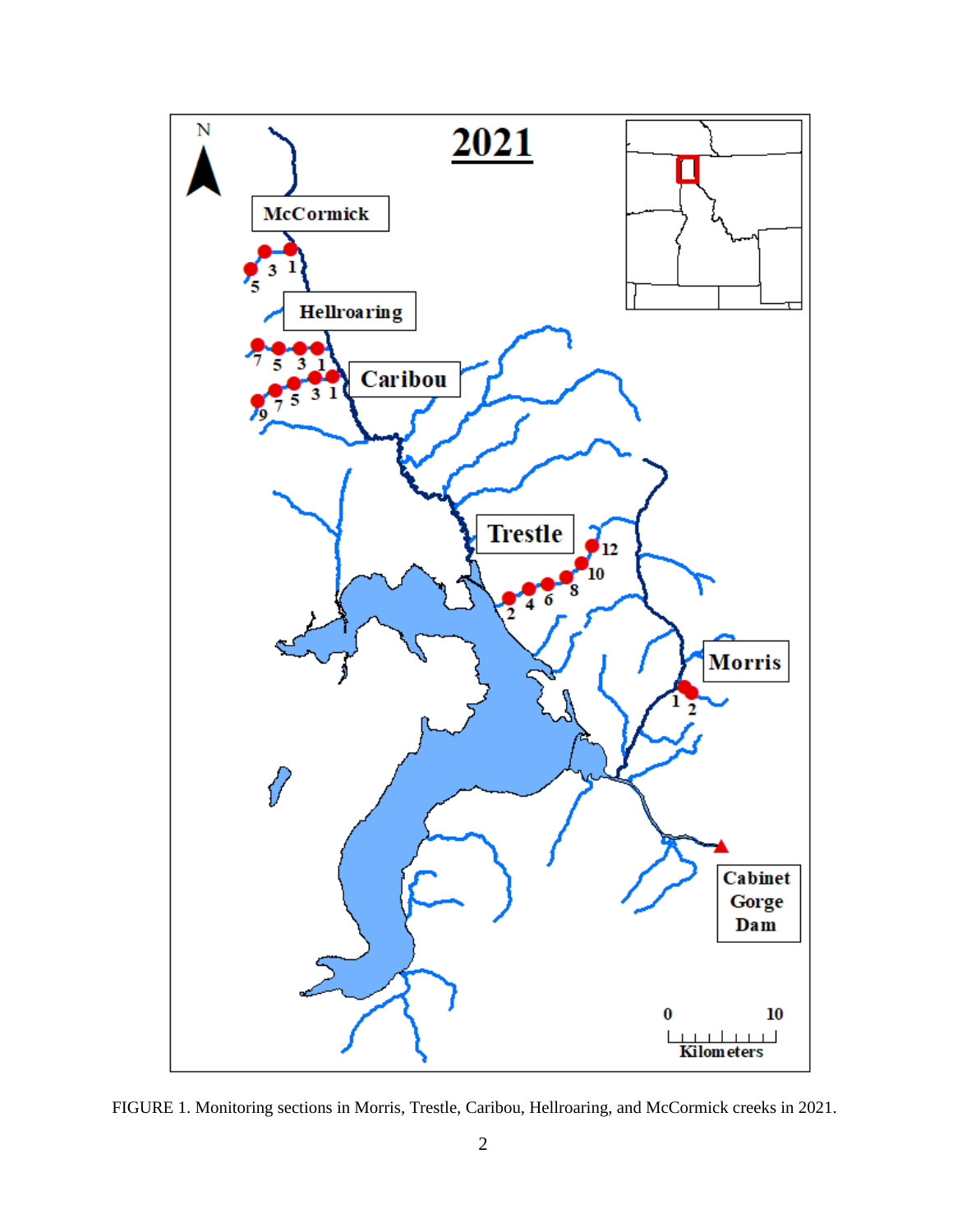2021

N

McCormick

Hellroaring

Caribou

Trestle

Morris

Cabinet Gorge Dam

0 10

Kilometers

FIGURE 1. Monitoring sections in Morris, Trestle, Caribou, Hellroaring, and McCormick creeks in 2021.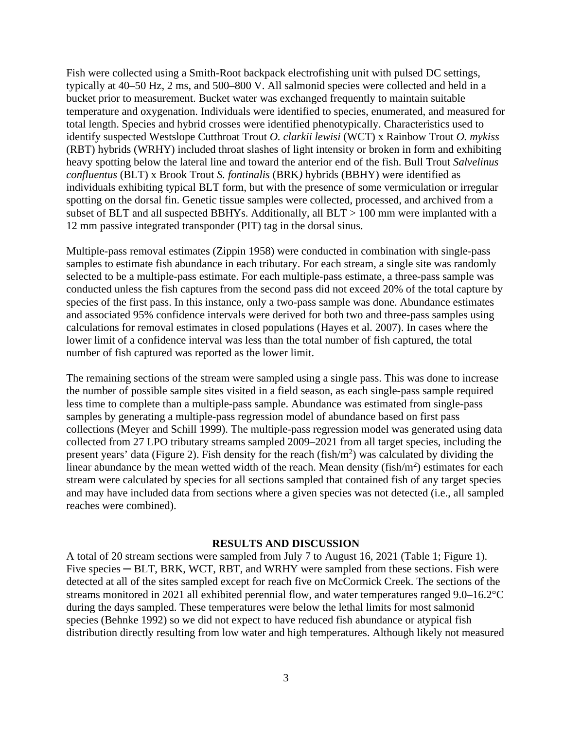Fish were collected using a Smith-Root backpack electrofishing unit with pulsed DC settings, typically at 40–50 Hz, 2 ms, and 500–800 V. All salmonid species were collected and held in a bucket prior to measurement. Bucket water was exchanged frequently to maintain suitable temperature and oxygenation. Individuals were identified to species, enumerated, and measured for total length. Species and hybrid crosses were identified phenotypically. Characteristics used to identify suspected Westslope Cutthroat Trout *O. clarkii lewisi* (WCT) x Rainbow Trout *O. mykiss* (RBT) hybrids (WRHY) included throat slashes of light intensity or broken in form and exhibiting heavy spotting below the lateral line and toward the anterior end of the fish. Bull Trout *Salvelinus confluentus* (BLT) x Brook Trout *S. fontinalis* (BRK*)* hybrids (BBHY) were identified as individuals exhibiting typical BLT form, but with the presence of some vermiculation or irregular spotting on the dorsal fin. Genetic tissue samples were collected, processed, and archived from a subset of BLT and all suspected BBHYs. Additionally, all BLT > 100 mm were implanted with a 12 mm passive integrated transponder (PIT) tag in the dorsal sinus.

Multiple-pass removal estimates (Zippin 1958) were conducted in combination with single-pass samples to estimate fish abundance in each tributary. For each stream, a single site was randomly selected to be a multiple-pass estimate. For each multiple-pass estimate, a three-pass sample was conducted unless the fish captures from the second pass did not exceed 20% of the total capture by species of the first pass. In this instance, only a two-pass sample was done. Abundance estimates and associated 95% confidence intervals were derived for both two and three-pass samples using calculations for removal estimates in closed populations (Hayes et al. 2007). In cases where the lower limit of a confidence interval was less than the total number of fish captured, the total number of fish captured was reported as the lower limit.

The remaining sections of the stream were sampled using a single pass. This was done to increase the number of possible sample sites visited in a field season, as each single-pass sample required less time to complete than a multiple-pass sample. Abundance was estimated from single-pass samples by generating a multiple-pass regression model of abundance based on first pass collections (Meyer and Schill 1999). The multiple-pass regression model was generated using data collected from 27 LPO tributary streams sampled 2009–2021 from all target species, including the present years' data (Figure 2). Fish density for the reach (fish/m$^2$) was calculated by dividing the linear abundance by the mean wetted width of the reach. Mean density (fish/m$^2$) estimates for each stream were calculated by species for all sections sampled that contained fish of any target species and may have included data from sections where a given species was not detected (i.e., all sampled reaches were combined).

## RESULTS AND DISCUSSION

A total of 20 stream sections were sampled from July 7 to August 16, 2021 (Table 1; Figure 1). Five species ─ BLT, BRK, WCT, RBT, and WRHY were sampled from these sections. Fish were detected at all of the sites sampled except for reach five on McCormick Creek. The sections of the streams monitored in 2021 all exhibited perennial flow, and water temperatures ranged 9.0–16.2°C during the days sampled. These temperatures were below the lethal limits for most salmonid species (Behnke 1992) so we did not expect to have reduced fish abundance or atypical fish distribution directly resulting from low water and high temperatures. Although likely not measured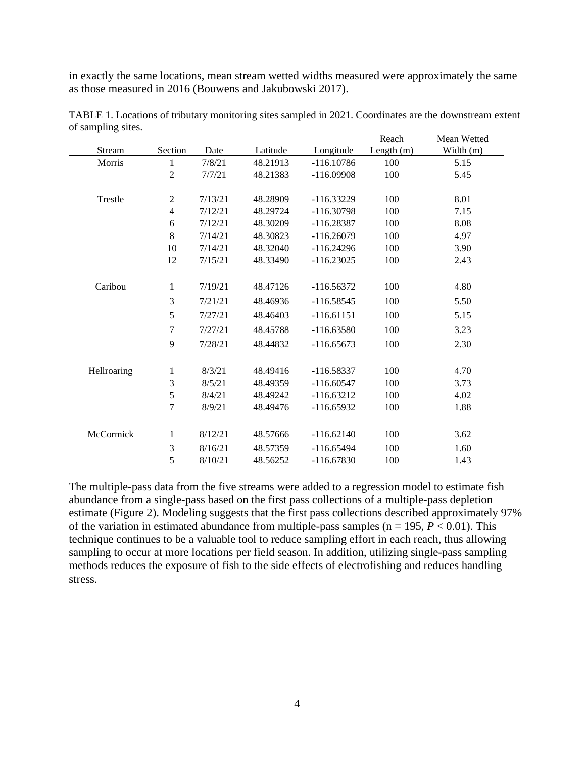in exactly the same locations, mean stream wetted widths measured were approximately the same as those measured in 2016 (Bouwens and Jakubowski 2017).

TABLE 1. Locations of tributary monitoring sites sampled in 2021. Coordinates are the downstream extent of sampling sites.

| Stream | Section | Date | Latitude | Longitude | Reach Length (m) | Mean Wetted Width (m) |
|---|---|---|---|---|---|---|
| Morris | 1 | 7/8/21 | 48.21913 | -116.10786 | 100 | 5.15 |
| | 2 | 7/7/21 | 48.21383 | -116.09908 | 100 | 5.45 |
| Trestle | 2 | 7/13/21 | 48.28909 | -116.33229 | 100 | 8.01 |
| | 4 | 7/12/21 | 48.29724 | -116.30798 | 100 | 7.15 |
| | 6 | 7/12/21 | 48.30209 | -116.28387 | 100 | 8.08 |
| | 8 | 7/14/21 | 48.30823 | -116.26079 | 100 | 4.97 |
| | 10 | 7/14/21 | 48.32040 | -116.24296 | 100 | 3.90 |
| | 12 | 7/15/21 | 48.33490 | -116.23025 | 100 | 2.43 |
| Caribou | 1 | 7/19/21 | 48.47126 | -116.56372 | 100 | 4.80 |
| | 3 | 7/21/21 | 48.46936 | -116.58545 | 100 | 5.50 |
| | 5 | 7/27/21 | 48.46403 | -116.61151 | 100 | 5.15 |
| | 7 | 7/27/21 | 48.45788 | -116.63580 | 100 | 3.23 |
| | 9 | 7/28/21 | 48.44832 | -116.65673 | 100 | 2.30 |
| Hellroaring | 1 | 8/3/21 | 48.49416 | -116.58337 | 100 | 4.70 |
| | 3 | 8/5/21 | 48.49359 | -116.60547 | 100 | 3.73 |
| | 5 | 8/4/21 | 48.49242 | -116.63212 | 100 | 4.02 |
| | 7 | 8/9/21 | 48.49476 | -116.65932 | 100 | 1.88 |
| McCormick | 1 | 8/12/21 | 48.57666 | -116.62140 | 100 | 3.62 |
| | 3 | 8/16/21 | 48.57359 | -116.65494 | 100 | 1.60 |
| | 5 | 8/10/21 | 48.56252 | -116.67830 | 100 | 1.43 |

The multiple-pass data from the five streams were added to a regression model to estimate fish abundance from a single-pass based on the first pass collections of a multiple-pass depletion estimate (Figure 2). Modeling suggests that the first pass collections described approximately 97% of the variation in estimated abundance from multiple-pass samples ($n = 195$, $P < 0.01$). This technique continues to be a valuable tool to reduce sampling effort in each reach, thus allowing sampling to occur at more locations per field season. In addition, utilizing single-pass sampling methods reduces the exposure of fish to the side effects of electrofishing and reduces handling stress.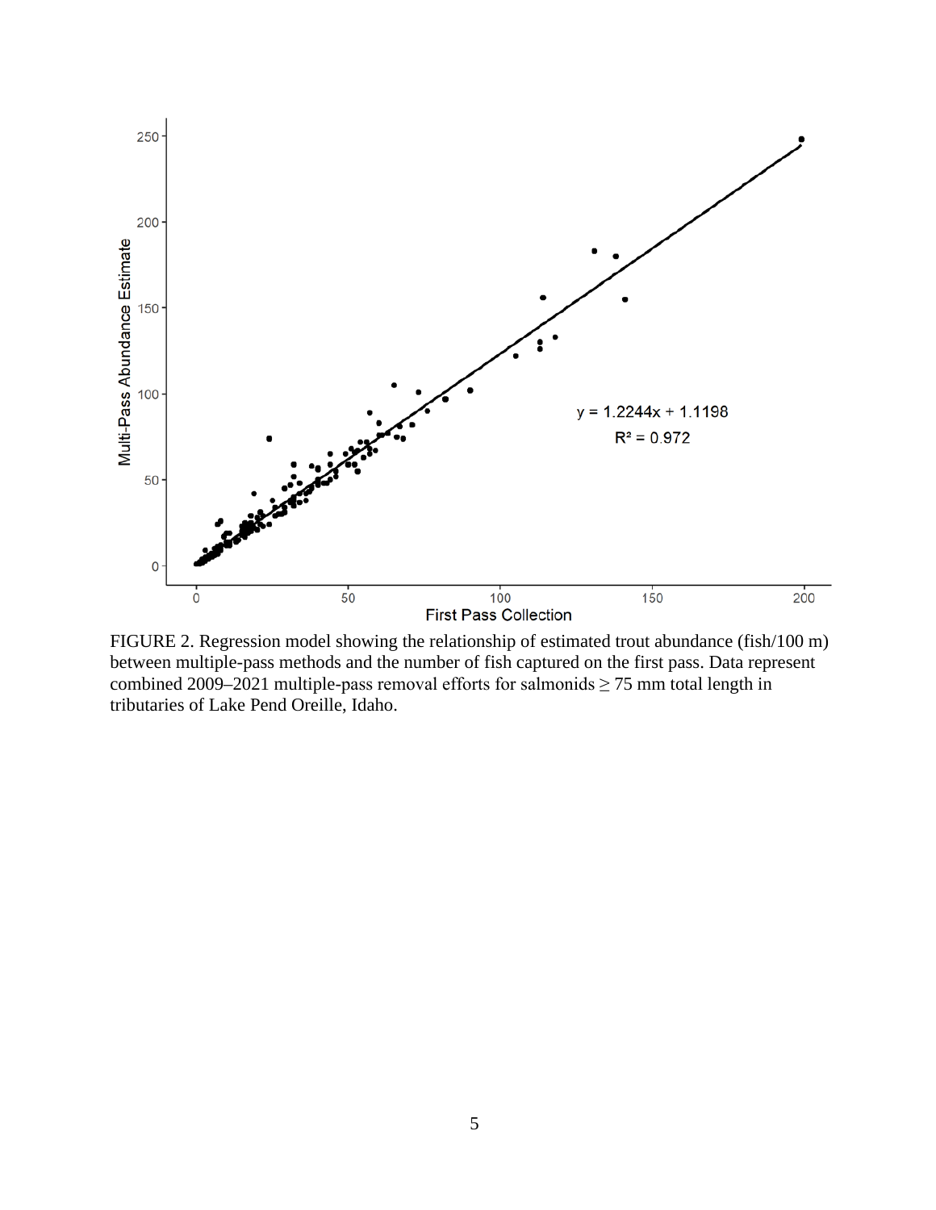FIGURE 2. Regression model showing the relationship of estimated trout abundance (fish/100 m) between multiple-pass methods and the number of fish captured on the first pass. Data represent combined 2009–2021 multiple-pass removal efforts for salmonids ≥ 75 mm total length in tributaries of Lake Pend Oreille, Idaho.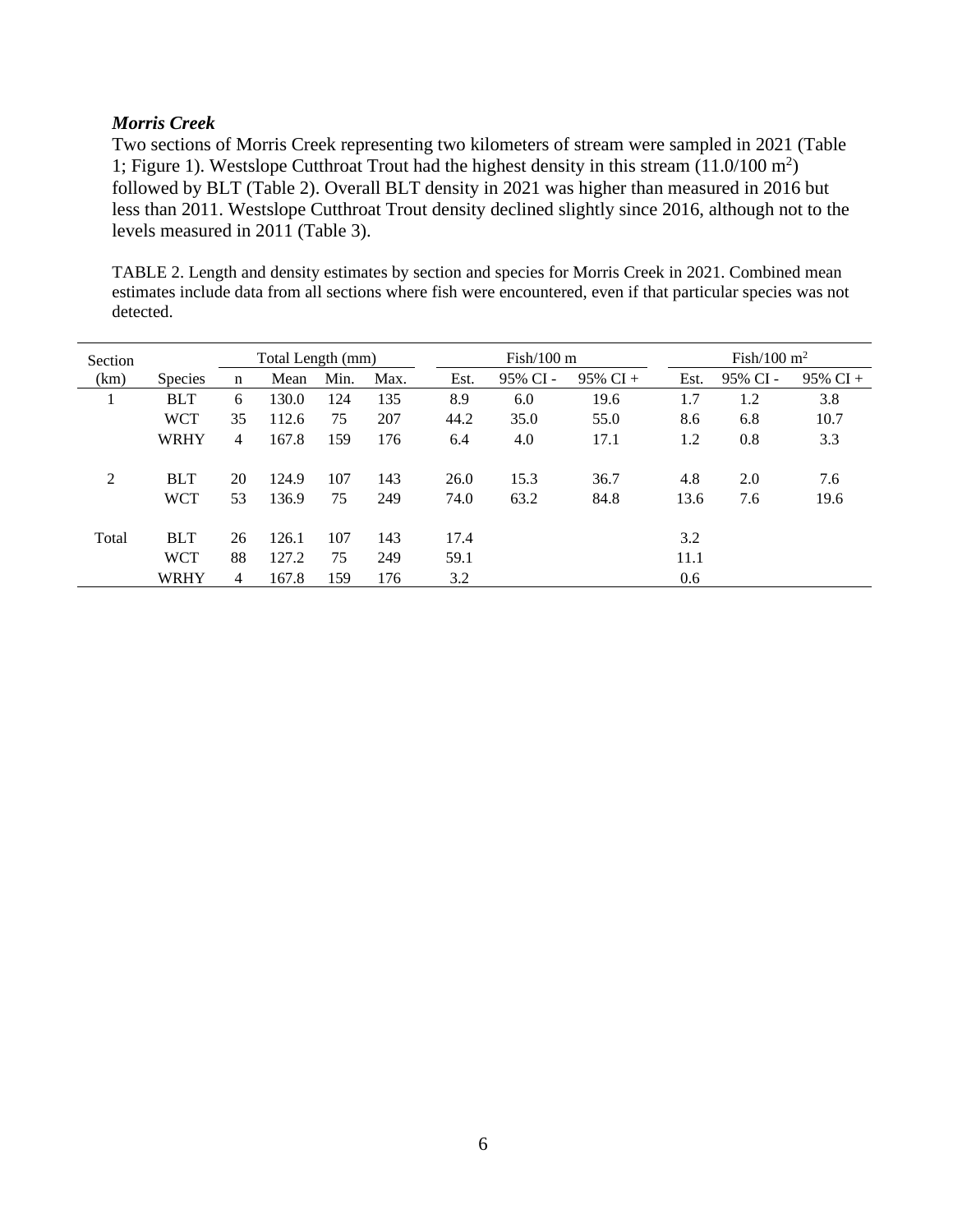***Morris Creek***

Two sections of Morris Creek representing two kilometers of stream were sampled in 2021 (Table 1; Figure 1). Westslope Cutthroat Trout had the highest density in this stream (11.0/100 m$^2$) followed by BLT (Table 2). Overall BLT density in 2021 was higher than measured in 2016 but less than 2011. Westslope Cutthroat Trout density declined slightly since 2016, although not to the levels measured in 2011 (Table 3).

TABLE 2. Length and density estimates by section and species for Morris Creek in 2021. Combined mean estimates include data from all sections where fish were encountered, even if that particular species was not detected.

| Section | | Total Length (mm) | | | | Fish/100 m | | | Fish/100 m$^2$ | | |
|---|---|---|---|---|---|---|---|---|---|---|---|
| (km) | Species | n | Mean | Min. | Max. | Est. | 95% CI - | 95% CI + | Est. | 95% CI - | 95% CI + |
| 1 | BLT | 6 | 130.0 | 124 | 135 | 8.9 | 6.0 | 19.6 | 1.7 | 1.2 | 3.8 |
| | WCT | 35 | 112.6 | 75 | 207 | 44.2 | 35.0 | 55.0 | 8.6 | 6.8 | 10.7 |
| | WRHY | 4 | 167.8 | 159 | 176 | 6.4 | 4.0 | 17.1 | 1.2 | 0.8 | 3.3 |
| 2 | BLT | 20 | 124.9 | 107 | 143 | 26.0 | 15.3 | 36.7 | 4.8 | 2.0 | 7.6 |
| | WCT | 53 | 136.9 | 75 | 249 | 74.0 | 63.2 | 84.8 | 13.6 | 7.6 | 19.6 |
| Total | BLT | 26 | 126.1 | 107 | 143 | 17.4 | | | 3.2 | | |
| | WCT | 88 | 127.2 | 75 | 249 | 59.1 | | | 11.1 | | |
| | WRHY | 4 | 167.8 | 159 | 176 | 3.2 | | | 0.6 | | |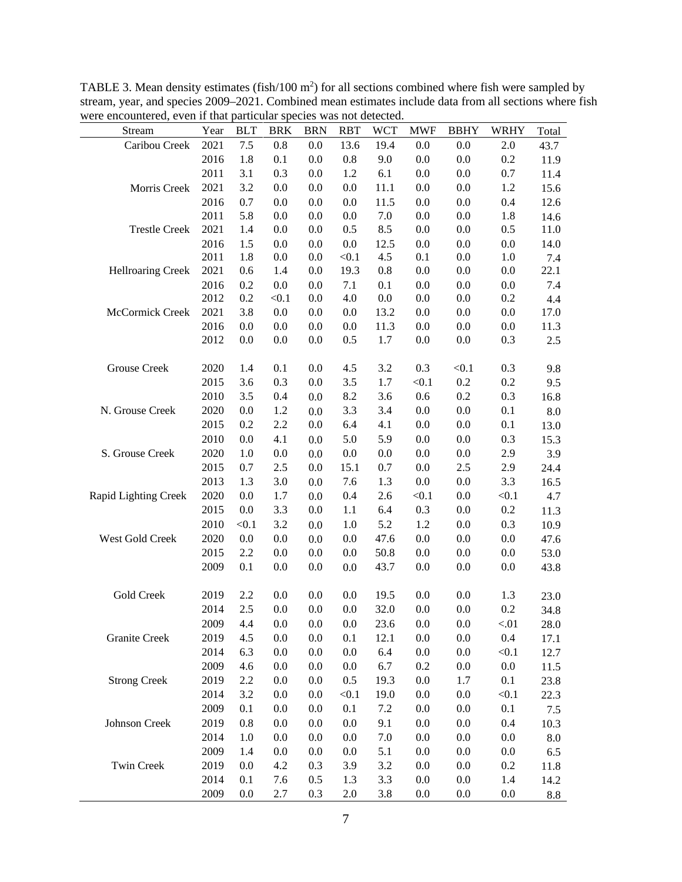TABLE 3. Mean density estimates (fish/100 $m^2$) for all sections combined where fish were sampled by stream, year, and species 2009–2021. Combined mean estimates include data from all sections where fish were encountered, even if that particular species was not detected.

| Stream | Year | BLT | BRK | BRN | RBT | WCT | MWF | BBHY | WRHY | Total |
|---|---|---|---|---|---|---|---|---|---|---|
| Caribou Creek | 2021 | 7.5 | 0.8 | 0.0 | 13.6 | 19.4 | 0.0 | 0.0 | 2.0 | 43.7 |
| | 2016 | 1.8 | 0.1 | 0.0 | 0.8 | 9.0 | 0.0 | 0.0 | 0.2 | 11.9 |
| | 2011 | 3.1 | 0.3 | 0.0 | 1.2 | 6.1 | 0.0 | 0.0 | 0.7 | 11.4 |
| Morris Creek | 2021 | 3.2 | 0.0 | 0.0 | 0.0 | 11.1 | 0.0 | 0.0 | 1.2 | 15.6 |
| | 2016 | 0.7 | 0.0 | 0.0 | 0.0 | 11.5 | 0.0 | 0.0 | 0.4 | 12.6 |
| | 2011 | 5.8 | 0.0 | 0.0 | 0.0 | 7.0 | 0.0 | 0.0 | 1.8 | 14.6 |
| Trestle Creek | 2021 | 1.4 | 0.0 | 0.0 | 0.5 | 8.5 | 0.0 | 0.0 | 0.5 | 11.0 |
| | 2016 | 1.5 | 0.0 | 0.0 | 0.0 | 12.5 | 0.0 | 0.0 | 0.0 | 14.0 |
| | 2011 | 1.8 | 0.0 | 0.0 | <0.1 | 4.5 | 0.1 | 0.0 | 1.0 | 7.4 |
| Hellroaring Creek | 2021 | 0.6 | 1.4 | 0.0 | 19.3 | 0.8 | 0.0 | 0.0 | 0.0 | 22.1 |
| | 2016 | 0.2 | 0.0 | 0.0 | 7.1 | 0.1 | 0.0 | 0.0 | 0.0 | 7.4 |
| | 2012 | 0.2 | <0.1 | 0.0 | 4.0 | 0.0 | 0.0 | 0.0 | 0.2 | 4.4 |
| McCormick Creek | 2021 | 3.8 | 0.0 | 0.0 | 0.0 | 13.2 | 0.0 | 0.0 | 0.0 | 17.0 |
| | 2016 | 0.0 | 0.0 | 0.0 | 0.0 | 11.3 | 0.0 | 0.0 | 0.0 | 11.3 |
| | 2012 | 0.0 | 0.0 | 0.0 | 0.5 | 1.7 | 0.0 | 0.0 | 0.3 | 2.5 |
| Grouse Creek | 2020 | 1.4 | 0.1 | 0.0 | 4.5 | 3.2 | 0.3 | <0.1 | 0.3 | 9.8 |
| | 2015 | 3.6 | 0.3 | 0.0 | 3.5 | 1.7 | <0.1 | 0.2 | 0.2 | 9.5 |
| | 2010 | 3.5 | 0.4 | 0.0 | 8.2 | 3.6 | 0.6 | 0.2 | 0.3 | 16.8 |
| N. Grouse Creek | 2020 | 0.0 | 1.2 | 0.0 | 3.3 | 3.4 | 0.0 | 0.0 | 0.1 | 8.0 |
| | 2015 | 0.2 | 2.2 | 0.0 | 6.4 | 4.1 | 0.0 | 0.0 | 0.1 | 13.0 |
| | 2010 | 0.0 | 4.1 | 0.0 | 5.0 | 5.9 | 0.0 | 0.0 | 0.3 | 15.3 |
| S. Grouse Creek | 2020 | 1.0 | 0.0 | 0.0 | 0.0 | 0.0 | 0.0 | 0.0 | 2.9 | 3.9 |
| | 2015 | 0.7 | 2.5 | 0.0 | 15.1 | 0.7 | 0.0 | 2.5 | 2.9 | 24.4 |
| | 2013 | 1.3 | 3.0 | 0.0 | 7.6 | 1.3 | 0.0 | 0.0 | 3.3 | 16.5 |
| Rapid Lighting Creek | 2020 | 0.0 | 1.7 | 0.0 | 0.4 | 2.6 | <0.1 | 0.0 | <0.1 | 4.7 |
| | 2015 | 0.0 | 3.3 | 0.0 | 1.1 | 6.4 | 0.3 | 0.0 | 0.2 | 11.3 |
| | 2010 | <0.1 | 3.2 | 0.0 | 1.0 | 5.2 | 1.2 | 0.0 | 0.3 | 10.9 |
| West Gold Creek | 2020 | 0.0 | 0.0 | 0.0 | 0.0 | 47.6 | 0.0 | 0.0 | 0.0 | 47.6 |
| | 2015 | 2.2 | 0.0 | 0.0 | 0.0 | 50.8 | 0.0 | 0.0 | 0.0 | 53.0 |
| | 2009 | 0.1 | 0.0 | 0.0 | 0.0 | 43.7 | 0.0 | 0.0 | 0.0 | 43.8 |
| Gold Creek | 2019 | 2.2 | 0.0 | 0.0 | 0.0 | 19.5 | 0.0 | 0.0 | 1.3 | 23.0 |
| | 2014 | 2.5 | 0.0 | 0.0 | 0.0 | 32.0 | 0.0 | 0.0 | 0.2 | 34.8 |
| | 2009 | 4.4 | 0.0 | 0.0 | 0.0 | 23.6 | 0.0 | 0.0 | <.01 | 28.0 |
| Granite Creek | 2019 | 4.5 | 0.0 | 0.0 | 0.1 | 12.1 | 0.0 | 0.0 | 0.4 | 17.1 |
| | 2014 | 6.3 | 0.0 | 0.0 | 0.0 | 6.4 | 0.0 | 0.0 | <0.1 | 12.7 |
| | 2009 | 4.6 | 0.0 | 0.0 | 0.0 | 6.7 | 0.2 | 0.0 | 0.0 | 11.5 |
| Strong Creek | 2019 | 2.2 | 0.0 | 0.0 | 0.5 | 19.3 | 0.0 | 1.7 | 0.1 | 23.8 |
| | 2014 | 3.2 | 0.0 | 0.0 | <0.1 | 19.0 | 0.0 | 0.0 | <0.1 | 22.3 |
| | 2009 | 0.1 | 0.0 | 0.0 | 0.1 | 7.2 | 0.0 | 0.0 | 0.1 | 7.5 |
| Johnson Creek | 2019 | 0.8 | 0.0 | 0.0 | 0.0 | 9.1 | 0.0 | 0.0 | 0.4 | 10.3 |
| | 2014 | 1.0 | 0.0 | 0.0 | 0.0 | 7.0 | 0.0 | 0.0 | 0.0 | 8.0 |
| | 2009 | 1.4 | 0.0 | 0.0 | 0.0 | 5.1 | 0.0 | 0.0 | 0.0 | 6.5 |
| Twin Creek | 2019 | 0.0 | 4.2 | 0.3 | 3.9 | 3.2 | 0.0 | 0.0 | 0.2 | 11.8 |
| | 2014 | 0.1 | 7.6 | 0.5 | 1.3 | 3.3 | 0.0 | 0.0 | 1.4 | 14.2 |
| | 2009 | 0.0 | 2.7 | 0.3 | 2.0 | 3.8 | 0.0 | 0.0 | 0.0 | 8.8 |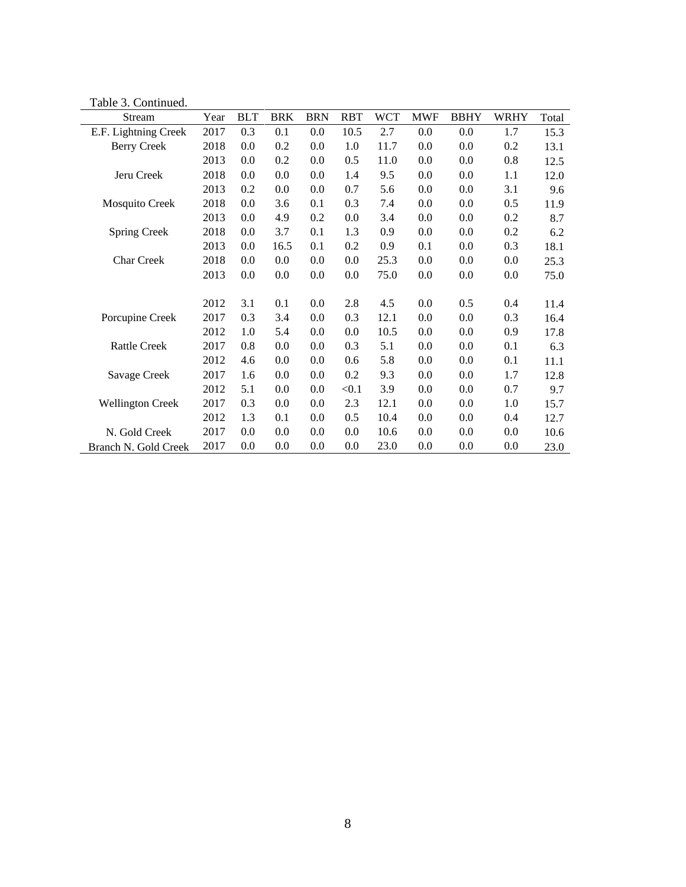Table 3. Continued.

| Stream | Year | BLT | BRK | BRN | RBT | WCT | MWF | BBHY | WRHY | Total |
|---|---|---|---|---|---|---|---|---|---|---|
| E.F. Lightning Creek | 2017 | 0.3 | 0.1 | 0.0 | 10.5 | 2.7 | 0.0 | 0.0 | 1.7 | 15.3 |
| Berry Creek | 2018 | 0.0 | 0.2 | 0.0 | 1.0 | 11.7 | 0.0 | 0.0 | 0.2 | 13.1 |
| | 2013 | 0.0 | 0.2 | 0.0 | 0.5 | 11.0 | 0.0 | 0.0 | 0.8 | 12.5 |
| Jeru Creek | 2018 | 0.0 | 0.0 | 0.0 | 1.4 | 9.5 | 0.0 | 0.0 | 1.1 | 12.0 |
| | 2013 | 0.2 | 0.0 | 0.0 | 0.7 | 5.6 | 0.0 | 0.0 | 3.1 | 9.6 |
| Mosquito Creek | 2018 | 0.0 | 3.6 | 0.1 | 0.3 | 7.4 | 0.0 | 0.0 | 0.5 | 11.9 |
| | 2013 | 0.0 | 4.9 | 0.2 | 0.0 | 3.4 | 0.0 | 0.0 | 0.2 | 8.7 |
| Spring Creek | 2018 | 0.0 | 3.7 | 0.1 | 1.3 | 0.9 | 0.0 | 0.0 | 0.2 | 6.2 |
| | 2013 | 0.0 | 16.5 | 0.1 | 0.2 | 0.9 | 0.1 | 0.0 | 0.3 | 18.1 |
| Char Creek | 2018 | 0.0 | 0.0 | 0.0 | 0.0 | 25.3 | 0.0 | 0.0 | 0.0 | 25.3 |
| | 2013 | 0.0 | 0.0 | 0.0 | 0.0 | 75.0 | 0.0 | 0.0 | 0.0 | 75.0 |
| | 2012 | 3.1 | 0.1 | 0.0 | 2.8 | 4.5 | 0.0 | 0.5 | 0.4 | 11.4 |
| Porcupine Creek | 2017 | 0.3 | 3.4 | 0.0 | 0.3 | 12.1 | 0.0 | 0.0 | 0.3 | 16.4 |
| | 2012 | 1.0 | 5.4 | 0.0 | 0.0 | 10.5 | 0.0 | 0.0 | 0.9 | 17.8 |
| Rattle Creek | 2017 | 0.8 | 0.0 | 0.0 | 0.3 | 5.1 | 0.0 | 0.0 | 0.1 | 6.3 |
| | 2012 | 4.6 | 0.0 | 0.0 | 0.6 | 5.8 | 0.0 | 0.0 | 0.1 | 11.1 |
| Savage Creek | 2017 | 1.6 | 0.0 | 0.0 | 0.2 | 9.3 | 0.0 | 0.0 | 1.7 | 12.8 |
| | 2012 | 5.1 | 0.0 | 0.0 | <0.1 | 3.9 | 0.0 | 0.0 | 0.7 | 9.7 |
| Wellington Creek | 2017 | 0.3 | 0.0 | 0.0 | 2.3 | 12.1 | 0.0 | 0.0 | 1.0 | 15.7 |
| | 2012 | 1.3 | 0.1 | 0.0 | 0.5 | 10.4 | 0.0 | 0.0 | 0.4 | 12.7 |
| N. Gold Creek | 2017 | 0.0 | 0.0 | 0.0 | 0.0 | 10.6 | 0.0 | 0.0 | 0.0 | 10.6 |
| Branch N. Gold Creek | 2017 | 0.0 | 0.0 | 0.0 | 0.0 | 23.0 | 0.0 | 0.0 | 0.0 | 23.0 |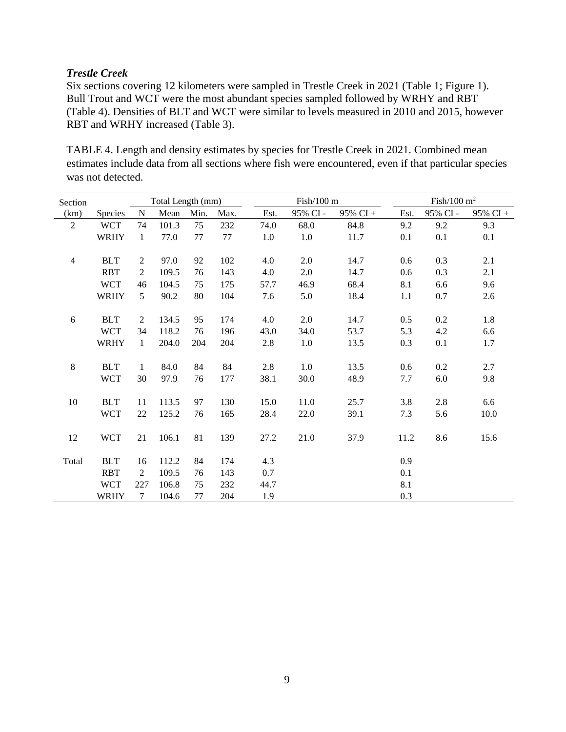***Trestle Creek***

Six sections covering 12 kilometers were sampled in Trestle Creek in 2021 (Table 1; Figure 1). Bull Trout and WCT were the most abundant species sampled followed by WRHY and RBT (Table 4). Densities of BLT and WCT were similar to levels measured in 2010 and 2015, however RBT and WRHY increased (Table 3).

TABLE 4. Length and density estimates by species for Trestle Creek in 2021. Combined mean estimates include data from all sections where fish were encountered, even if that particular species was not detected.

| Section | | Total Length (mm) | | | | Fish/100 m | | | Fish/100 m$^2$ | | |
|---|---|---|---|---|---|---|---|---|---|---|---|
| (km) | Species | N | Mean | Min. | Max. | Est. | 95% CI - | 95% CI + | Est. | 95% CI - | 95% CI + |
| 2 | WCT | 74 | 101.3 | 75 | 232 | 74.0 | 68.0 | 84.8 | 9.2 | 9.2 | 9.3 |
| | WRHY | 1 | 77.0 | 77 | 77 | 1.0 | 1.0 | 11.7 | 0.1 | 0.1 | 0.1 |
| 4 | BLT | 2 | 97.0 | 92 | 102 | 4.0 | 2.0 | 14.7 | 0.6 | 0.3 | 2.1 |
| | RBT | 2 | 109.5 | 76 | 143 | 4.0 | 2.0 | 14.7 | 0.6 | 0.3 | 2.1 |
| | WCT | 46 | 104.5 | 75 | 175 | 57.7 | 46.9 | 68.4 | 8.1 | 6.6 | 9.6 |
| | WRHY | 5 | 90.2 | 80 | 104 | 7.6 | 5.0 | 18.4 | 1.1 | 0.7 | 2.6 |
| 6 | BLT | 2 | 134.5 | 95 | 174 | 4.0 | 2.0 | 14.7 | 0.5 | 0.2 | 1.8 |
| | WCT | 34 | 118.2 | 76 | 196 | 43.0 | 34.0 | 53.7 | 5.3 | 4.2 | 6.6 |
| | WRHY | 1 | 204.0 | 204 | 204 | 2.8 | 1.0 | 13.5 | 0.3 | 0.1 | 1.7 |
| 8 | BLT | 1 | 84.0 | 84 | 84 | 2.8 | 1.0 | 13.5 | 0.6 | 0.2 | 2.7 |
| | WCT | 30 | 97.9 | 76 | 177 | 38.1 | 30.0 | 48.9 | 7.7 | 6.0 | 9.8 |
| 10 | BLT | 11 | 113.5 | 97 | 130 | 15.0 | 11.0 | 25.7 | 3.8 | 2.8 | 6.6 |
| | WCT | 22 | 125.2 | 76 | 165 | 28.4 | 22.0 | 39.1 | 7.3 | 5.6 | 10.0 |
| 12 | WCT | 21 | 106.1 | 81 | 139 | 27.2 | 21.0 | 37.9 | 11.2 | 8.6 | 15.6 |
| Total | BLT | 16 | 112.2 | 84 | 174 | 4.3 | | | 0.9 | | |
| | RBT | 2 | 109.5 | 76 | 143 | 0.7 | | | 0.1 | | |
| | WCT | 227 | 106.8 | 75 | 232 | 44.7 | | | 8.1 | | |
| | WRHY | 7 | 104.6 | 77 | 204 | 1.9 | | | 0.3 | | |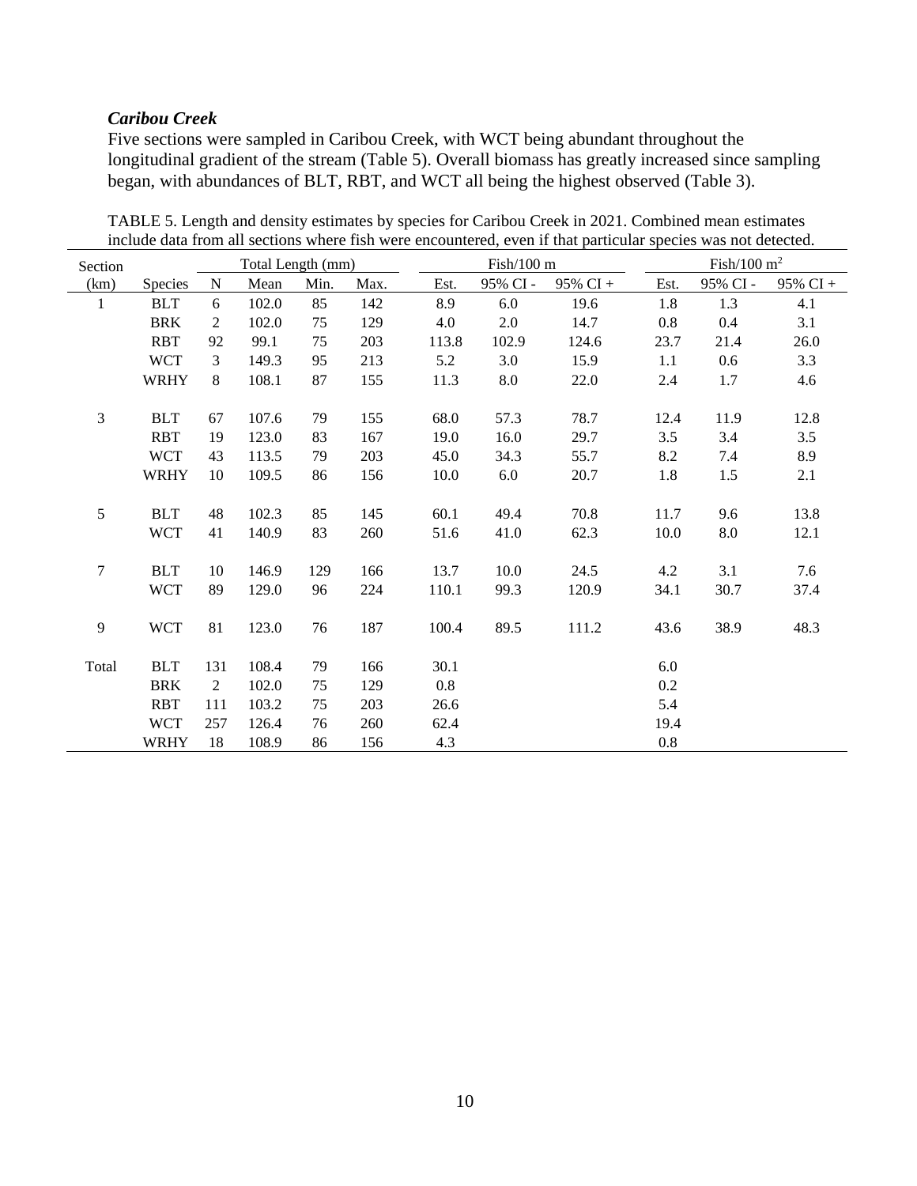### *Caribou Creek*

Five sections were sampled in Caribou Creek, with WCT being abundant throughout the longitudinal gradient of the stream (Table 5). Overall biomass has greatly increased since sampling began, with abundances of BLT, RBT, and WCT all being the highest observed (Table 3).

TABLE 5. Length and density estimates by species for Caribou Creek in 2021. Combined mean estimates include data from all sections where fish were encountered, even if that particular species was not detected.

| Section | | Total Length (mm) | | | | Fish/100 m | | | Fish/100 m$^2$ | | |
|---|---|---|---|---|---|---|---|---|---|---|---|
| (km) | Species | N | Mean | Min. | Max. | Est. | 95% CI - | 95% CI + | Est. | 95% CI - | 95% CI + |
| 1 | BLT | 6 | 102.0 | 85 | 142 | 8.9 | 6.0 | 19.6 | 1.8 | 1.3 | 4.1 |
| | BRK | 2 | 102.0 | 75 | 129 | 4.0 | 2.0 | 14.7 | 0.8 | 0.4 | 3.1 |
| | RBT | 92 | 99.1 | 75 | 203 | 113.8 | 102.9 | 124.6 | 23.7 | 21.4 | 26.0 |
| | WCT | 3 | 149.3 | 95 | 213 | 5.2 | 3.0 | 15.9 | 1.1 | 0.6 | 3.3 |
| | WRHY | 8 | 108.1 | 87 | 155 | 11.3 | 8.0 | 22.0 | 2.4 | 1.7 | 4.6 |
| 3 | BLT | 67 | 107.6 | 79 | 155 | 68.0 | 57.3 | 78.7 | 12.4 | 11.9 | 12.8 |
| | RBT | 19 | 123.0 | 83 | 167 | 19.0 | 16.0 | 29.7 | 3.5 | 3.4 | 3.5 |
| | WCT | 43 | 113.5 | 79 | 203 | 45.0 | 34.3 | 55.7 | 8.2 | 7.4 | 8.9 |
| | WRHY | 10 | 109.5 | 86 | 156 | 10.0 | 6.0 | 20.7 | 1.8 | 1.5 | 2.1 |
| 5 | BLT | 48 | 102.3 | 85 | 145 | 60.1 | 49.4 | 70.8 | 11.7 | 9.6 | 13.8 |
| | WCT | 41 | 140.9 | 83 | 260 | 51.6 | 41.0 | 62.3 | 10.0 | 8.0 | 12.1 |
| 7 | BLT | 10 | 146.9 | 129 | 166 | 13.7 | 10.0 | 24.5 | 4.2 | 3.1 | 7.6 |
| | WCT | 89 | 129.0 | 96 | 224 | 110.1 | 99.3 | 120.9 | 34.1 | 30.7 | 37.4 |
| 9 | WCT | 81 | 123.0 | 76 | 187 | 100.4 | 89.5 | 111.2 | 43.6 | 38.9 | 48.3 |
| Total | BLT | 131 | 108.4 | 79 | 166 | 30.1 | | | 6.0 | | |
| | BRK | 2 | 102.0 | 75 | 129 | 0.8 | | | 0.2 | | |
| | RBT | 111 | 103.2 | 75 | 203 | 26.6 | | | 5.4 | | |
| | WCT | 257 | 126.4 | 76 | 260 | 62.4 | | | 19.4 | | |
| | WRHY | 18 | 108.9 | 86 | 156 | 4.3 | | | 0.8 | | |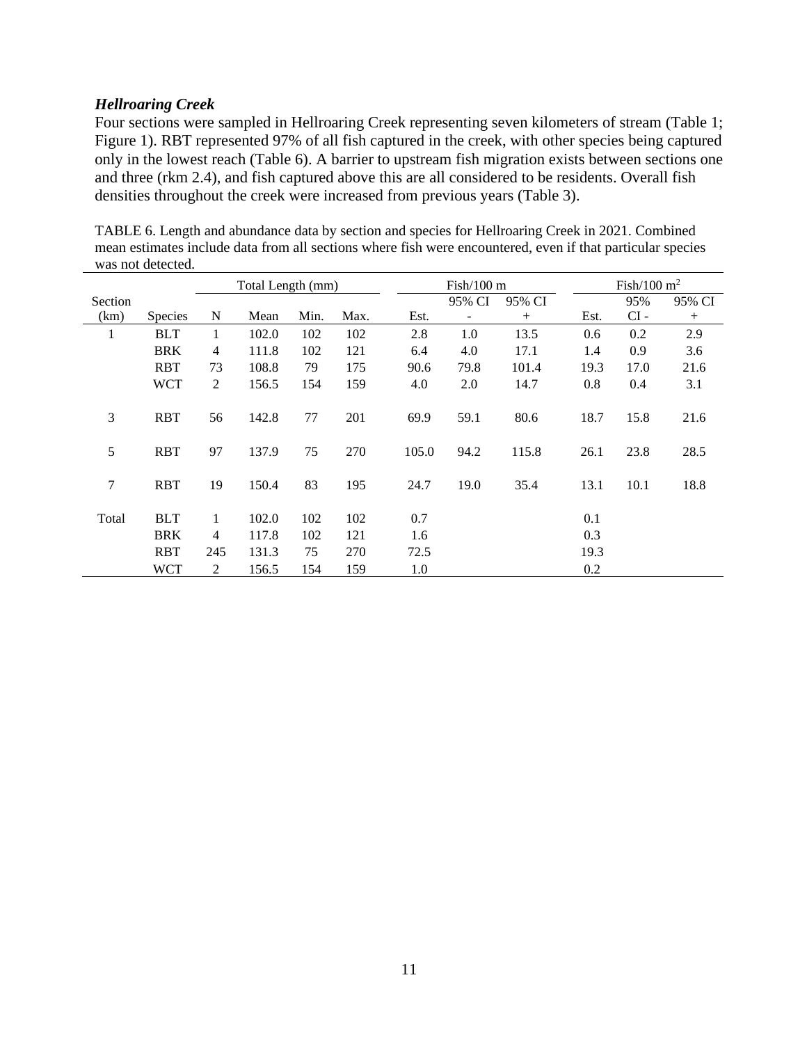### *Hellroaring Creek*

Four sections were sampled in Hellroaring Creek representing seven kilometers of stream (Table 1; Figure 1). RBT represented 97% of all fish captured in the creek, with other species being captured only in the lowest reach (Table 6). A barrier to upstream fish migration exists between sections one and three (rkm 2.4), and fish captured above this are all considered to be residents. Overall fish densities throughout the creek were increased from previous years (Table 3).

TABLE 6. Length and abundance data by section and species for Hellroaring Creek in 2021. Combined mean estimates include data from all sections where fish were encountered, even if that particular species was not detected.

| | | Total Length (mm) | | | | Fish/100 m | | | Fish/100 $m^2$ | | |
|---|---|---|---|---|---|---|---|---|---|---|---|
| Section (km) | Species | N | Mean | Min. | Max. | Est. | 95% CI - | 95% CI + | Est. | 95% CI - | 95% CI + |
| 1 | BLT | 1 | 102.0 | 102 | 102 | 2.8 | 1.0 | 13.5 | 0.6 | 0.2 | 2.9 |
| | BRK | 4 | 111.8 | 102 | 121 | 6.4 | 4.0 | 17.1 | 1.4 | 0.9 | 3.6 |
| | RBT | 73 | 108.8 | 79 | 175 | 90.6 | 79.8 | 101.4 | 19.3 | 17.0 | 21.6 |
| | WCT | 2 | 156.5 | 154 | 159 | 4.0 | 2.0 | 14.7 | 0.8 | 0.4 | 3.1 |
| 3 | RBT | 56 | 142.8 | 77 | 201 | 69.9 | 59.1 | 80.6 | 18.7 | 15.8 | 21.6 |
| 5 | RBT | 97 | 137.9 | 75 | 270 | 105.0 | 94.2 | 115.8 | 26.1 | 23.8 | 28.5 |
| 7 | RBT | 19 | 150.4 | 83 | 195 | 24.7 | 19.0 | 35.4 | 13.1 | 10.1 | 18.8 |
| Total | BLT | 1 | 102.0 | 102 | 102 | 0.7 | | | 0.1 | | |
| | BRK | 4 | 117.8 | 102 | 121 | 1.6 | | | 0.3 | | |
| | RBT | 245 | 131.3 | 75 | 270 | 72.5 | | | 19.3 | | |
| | WCT | 2 | 156.5 | 154 | 159 | 1.0 | | | 0.2 | | |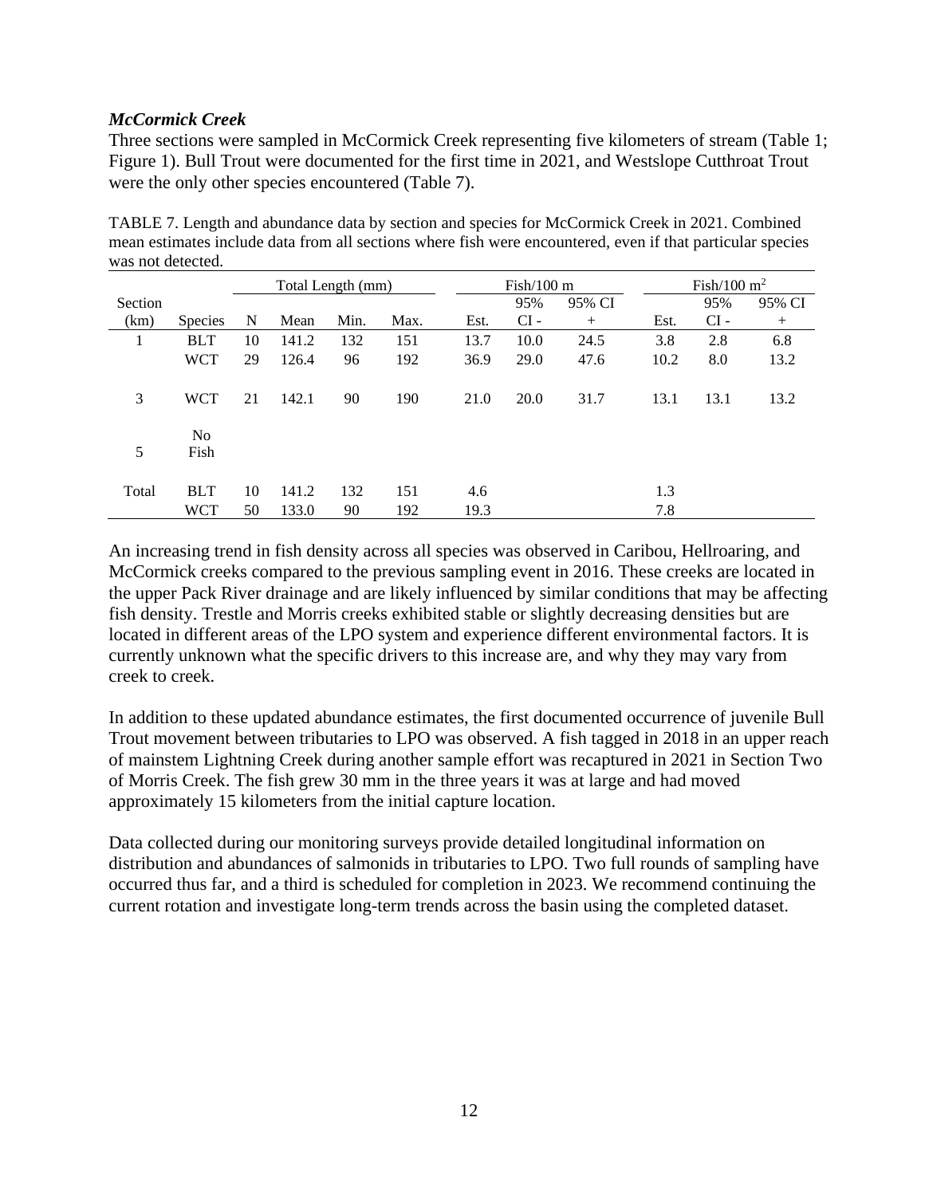### *McCormick Creek*

Three sections were sampled in McCormick Creek representing five kilometers of stream (Table 1; Figure 1). Bull Trout were documented for the first time in 2021, and Westslope Cutthroat Trout were the only other species encountered (Table 7).

TABLE 7. Length and abundance data by section and species for McCormick Creek in 2021. Combined mean estimates include data from all sections where fish were encountered, even if that particular species was not detected.

| | | Total Length (mm) | | | | Fish/100 m | | | Fish/100 m$^2$ | | |
|---|---|---|---|---|---|---|---|---|---|---|---|
| Section (km) | Species | N | Mean | Min. | Max. | Est. | 95% CI - | 95% CI + | Est. | 95% CI - | 95% CI + |
| 1 | BLT | 10 | 141.2 | 132 | 151 | 13.7 | 10.0 | 24.5 | 3.8 | 2.8 | 6.8 |
| | WCT | 29 | 126.4 | 96 | 192 | 36.9 | 29.0 | 47.6 | 10.2 | 8.0 | 13.2 |
| 3 | WCT | 21 | 142.1 | 90 | 190 | 21.0 | 20.0 | 31.7 | 13.1 | 13.1 | 13.2 |
| 5 | No Fish | | | | | | | | | | |
| Total | BLT | 10 | 141.2 | 132 | 151 | 4.6 | | | 1.3 | | |
| | WCT | 50 | 133.0 | 90 | 192 | 19.3 | | | 7.8 | | |

An increasing trend in fish density across all species was observed in Caribou, Hellroaring, and McCormick creeks compared to the previous sampling event in 2016. These creeks are located in the upper Pack River drainage and are likely influenced by similar conditions that may be affecting fish density. Trestle and Morris creeks exhibited stable or slightly decreasing densities but are located in different areas of the LPO system and experience different environmental factors. It is currently unknown what the specific drivers to this increase are, and why they may vary from creek to creek.

In addition to these updated abundance estimates, the first documented occurrence of juvenile Bull Trout movement between tributaries to LPO was observed. A fish tagged in 2018 in an upper reach of mainstem Lightning Creek during another sample effort was recaptured in 2021 in Section Two of Morris Creek. The fish grew 30 mm in the three years it was at large and had moved approximately 15 kilometers from the initial capture location.

Data collected during our monitoring surveys provide detailed longitudinal information on distribution and abundances of salmonids in tributaries to LPO. Two full rounds of sampling have occurred thus far, and a third is scheduled for completion in 2023. We recommend continuing the current rotation and investigate long-term trends across the basin using the completed dataset.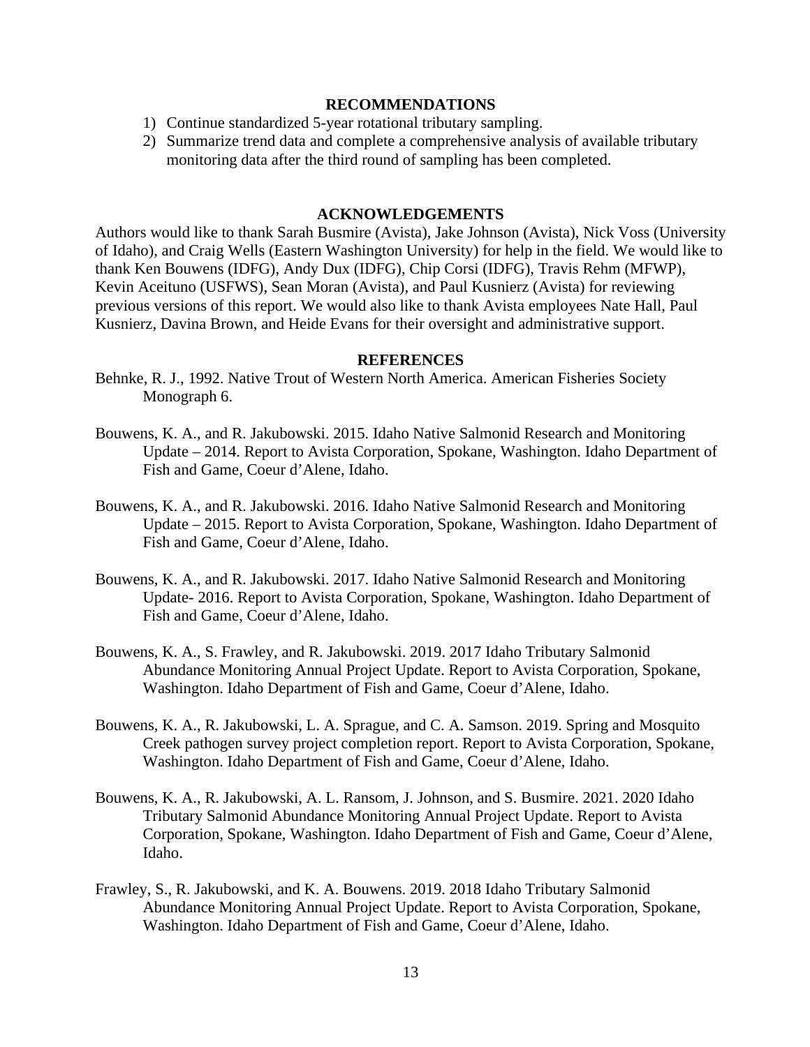## RECOMMENDATIONS

1) Continue standardized 5-year rotational tributary sampling.
2) Summarize trend data and complete a comprehensive analysis of available tributary monitoring data after the third round of sampling has been completed.

## ACKNOWLEDGEMENTS

Authors would like to thank Sarah Busmire (Avista), Jake Johnson (Avista), Nick Voss (University of Idaho), and Craig Wells (Eastern Washington University) for help in the field. We would like to thank Ken Bouwens (IDFG), Andy Dux (IDFG), Chip Corsi (IDFG), Travis Rehm (MFWP), Kevin Aceituno (USFWS), Sean Moran (Avista), and Paul Kusnierz (Avista) for reviewing previous versions of this report. We would also like to thank Avista employees Nate Hall, Paul Kusnierz, Davina Brown, and Heide Evans for their oversight and administrative support.

## REFERENCES

Behnke, R. J., 1992. Native Trout of Western North America. American Fisheries Society Monograph 6.

Bouwens, K. A., and R. Jakubowski. 2015. Idaho Native Salmonid Research and Monitoring Update – 2014. Report to Avista Corporation, Spokane, Washington. Idaho Department of Fish and Game, Coeur d'Alene, Idaho.

Bouwens, K. A., and R. Jakubowski. 2016. Idaho Native Salmonid Research and Monitoring Update – 2015. Report to Avista Corporation, Spokane, Washington. Idaho Department of Fish and Game, Coeur d'Alene, Idaho.

Bouwens, K. A., and R. Jakubowski. 2017. Idaho Native Salmonid Research and Monitoring Update- 2016. Report to Avista Corporation, Spokane, Washington. Idaho Department of Fish and Game, Coeur d'Alene, Idaho.

Bouwens, K. A., S. Frawley, and R. Jakubowski. 2019. 2017 Idaho Tributary Salmonid Abundance Monitoring Annual Project Update. Report to Avista Corporation, Spokane, Washington. Idaho Department of Fish and Game, Coeur d'Alene, Idaho.

Bouwens, K. A., R. Jakubowski, L. A. Sprague, and C. A. Samson. 2019. Spring and Mosquito Creek pathogen survey project completion report. Report to Avista Corporation, Spokane, Washington. Idaho Department of Fish and Game, Coeur d'Alene, Idaho.

Bouwens, K. A., R. Jakubowski, A. L. Ransom, J. Johnson, and S. Busmire. 2021. 2020 Idaho Tributary Salmonid Abundance Monitoring Annual Project Update. Report to Avista Corporation, Spokane, Washington. Idaho Department of Fish and Game, Coeur d'Alene, Idaho.

Frawley, S., R. Jakubowski, and K. A. Bouwens. 2019. 2018 Idaho Tributary Salmonid Abundance Monitoring Annual Project Update. Report to Avista Corporation, Spokane, Washington. Idaho Department of Fish and Game, Coeur d'Alene, Idaho.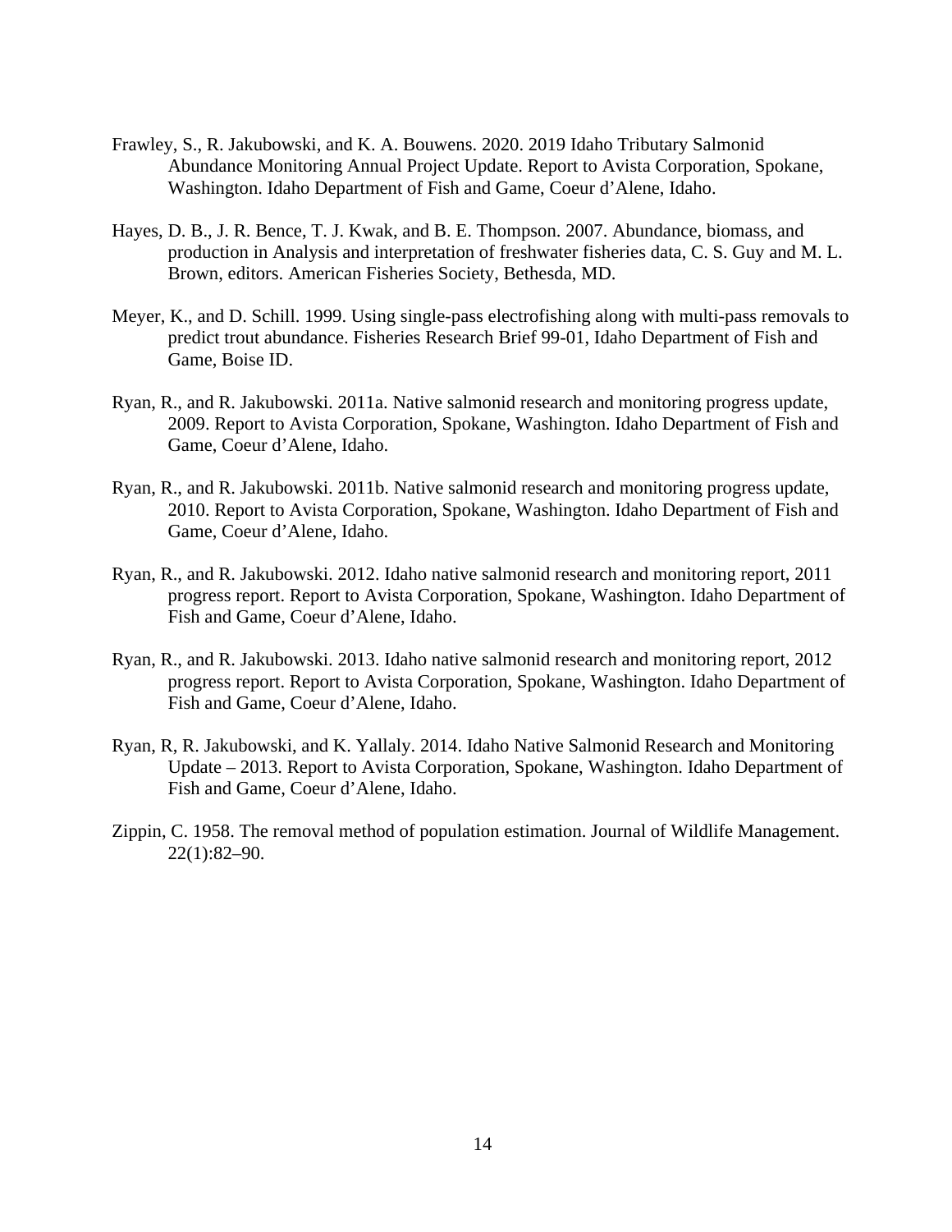Frawley, S., R. Jakubowski, and K. A. Bouwens. 2020. 2019 Idaho Tributary Salmonid Abundance Monitoring Annual Project Update. Report to Avista Corporation, Spokane, Washington. Idaho Department of Fish and Game, Coeur d'Alene, Idaho.

Hayes, D. B., J. R. Bence, T. J. Kwak, and B. E. Thompson. 2007. Abundance, biomass, and production in Analysis and interpretation of freshwater fisheries data, C. S. Guy and M. L. Brown, editors. American Fisheries Society, Bethesda, MD.

Meyer, K., and D. Schill. 1999. Using single-pass electrofishing along with multi-pass removals to predict trout abundance. Fisheries Research Brief 99-01, Idaho Department of Fish and Game, Boise ID.

Ryan, R., and R. Jakubowski. 2011a. Native salmonid research and monitoring progress update, 2009. Report to Avista Corporation, Spokane, Washington. Idaho Department of Fish and Game, Coeur d'Alene, Idaho.

Ryan, R., and R. Jakubowski. 2011b. Native salmonid research and monitoring progress update, 2010. Report to Avista Corporation, Spokane, Washington. Idaho Department of Fish and Game, Coeur d'Alene, Idaho.

Ryan, R., and R. Jakubowski. 2012. Idaho native salmonid research and monitoring report, 2011 progress report. Report to Avista Corporation, Spokane, Washington. Idaho Department of Fish and Game, Coeur d'Alene, Idaho.

Ryan, R., and R. Jakubowski. 2013. Idaho native salmonid research and monitoring report, 2012 progress report. Report to Avista Corporation, Spokane, Washington. Idaho Department of Fish and Game, Coeur d'Alene, Idaho.

Ryan, R, R. Jakubowski, and K. Yallaly. 2014. Idaho Native Salmonid Research and Monitoring Update – 2013. Report to Avista Corporation, Spokane, Washington. Idaho Department of Fish and Game, Coeur d'Alene, Idaho.

Zippin, C. 1958. The removal method of population estimation. Journal of Wildlife Management. 22(1):82–90.